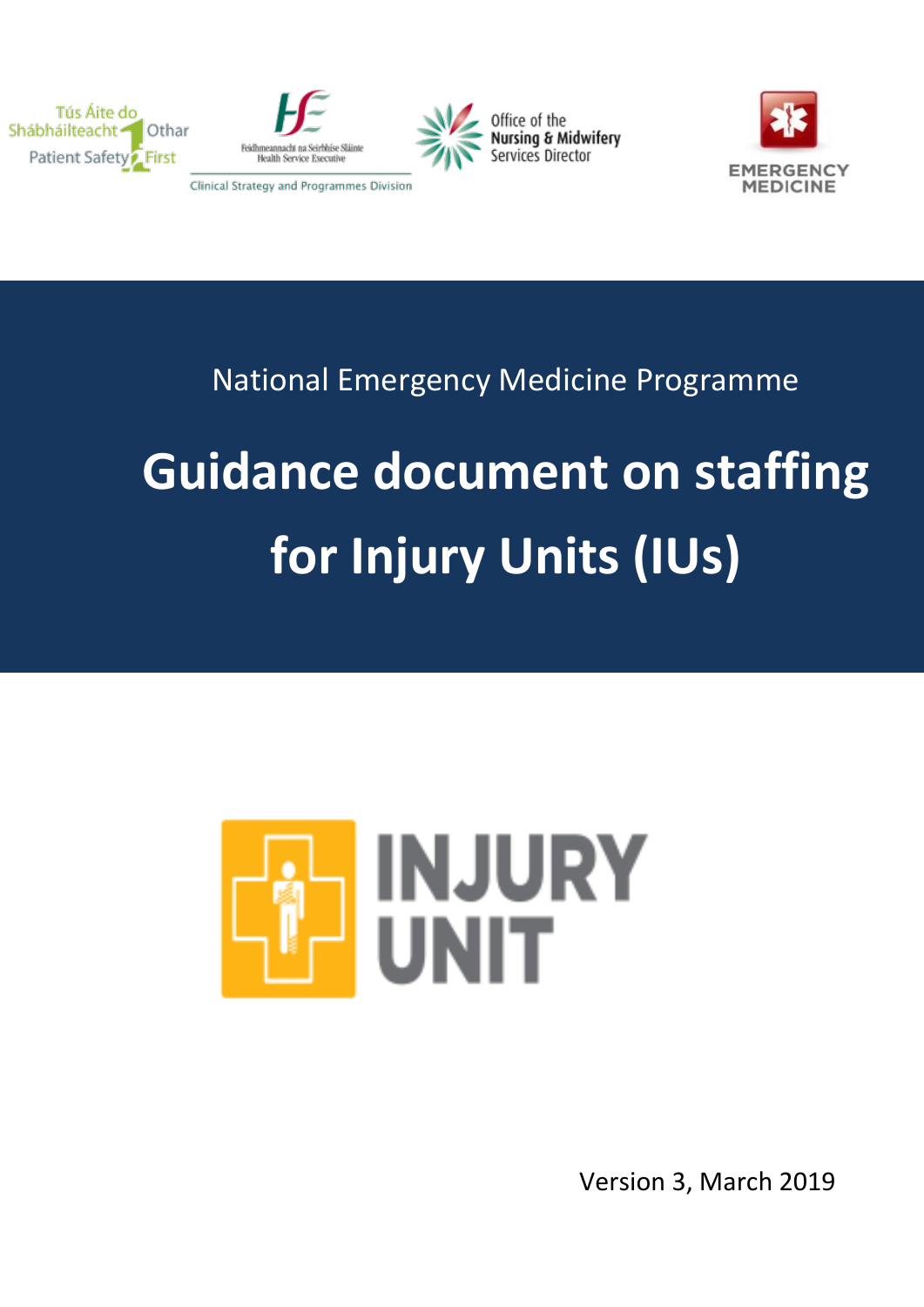Tús Áite do Shábháilteacht Othar
Patient Safety First

Feidhmeannacht na Seirbhíse Sláinte
Health Service Executive
Clinical Strategy and Programmes Division

Office of the Nursing & Midwifery Services Director

EMERGENCY MEDICINE

National Emergency Medicine Programme

# Guidance document on staffing for Injury Units (IUs)

INJURY UNIT

Version 3, March 2019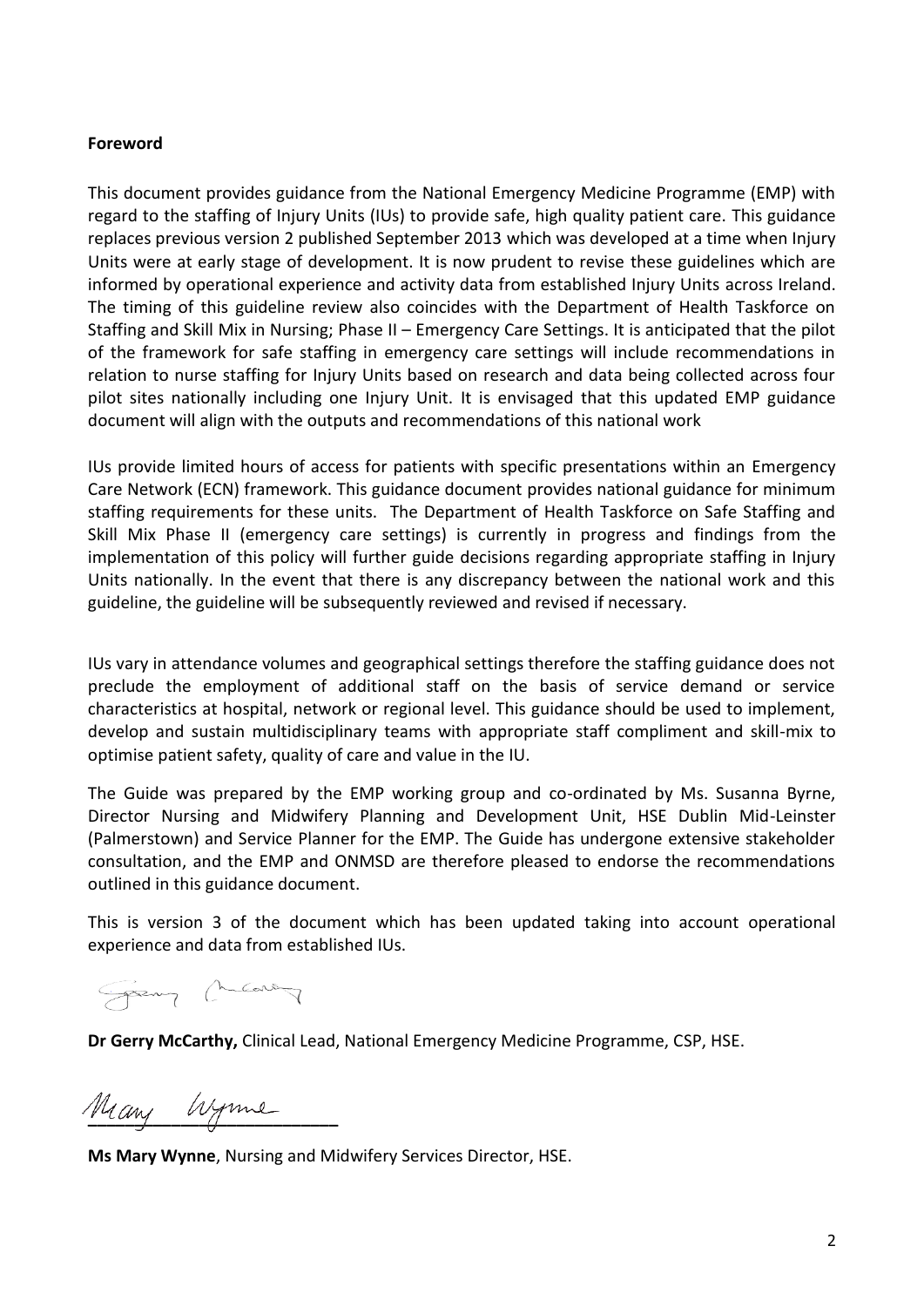**Foreword**

This document provides guidance from the National Emergency Medicine Programme (EMP) with regard to the staffing of Injury Units (IUs) to provide safe, high quality patient care. This guidance replaces previous version 2 published September 2013 which was developed at a time when Injury Units were at early stage of development. It is now prudent to revise these guidelines which are informed by operational experience and activity data from established Injury Units across Ireland. The timing of this guideline review also coincides with the Department of Health Taskforce on Staffing and Skill Mix in Nursing; Phase II – Emergency Care Settings. It is anticipated that the pilot of the framework for safe staffing in emergency care settings will include recommendations in relation to nurse staffing for Injury Units based on research and data being collected across four pilot sites nationally including one Injury Unit. It is envisaged that this updated EMP guidance document will align with the outputs and recommendations of this national work

IUs provide limited hours of access for patients with specific presentations within an Emergency Care Network (ECN) framework. This guidance document provides national guidance for minimum staffing requirements for these units. The Department of Health Taskforce on Safe Staffing and Skill Mix Phase II (emergency care settings) is currently in progress and findings from the implementation of this policy will further guide decisions regarding appropriate staffing in Injury Units nationally. In the event that there is any discrepancy between the national work and this guideline, the guideline will be subsequently reviewed and revised if necessary.

IUs vary in attendance volumes and geographical settings therefore the staffing guidance does not preclude the employment of additional staff on the basis of service demand or service characteristics at hospital, network or regional level. This guidance should be used to implement, develop and sustain multidisciplinary teams with appropriate staff compliment and skill-mix to optimise patient safety, quality of care and value in the IU.

The Guide was prepared by the EMP working group and co-ordinated by Ms. Susanna Byrne, Director Nursing and Midwifery Planning and Development Unit, HSE Dublin Mid-Leinster (Palmerstown) and Service Planner for the EMP. The Guide has undergone extensive stakeholder consultation, and the EMP and ONMSD are therefore pleased to endorse the recommendations outlined in this guidance document.

This is version 3 of the document which has been updated taking into account operational experience and data from established IUs.

**Dr Gerry McCarthy,** Clinical Lead, National Emergency Medicine Programme, CSP, HSE.

**Ms Mary Wynne**, Nursing and Midwifery Services Director, HSE.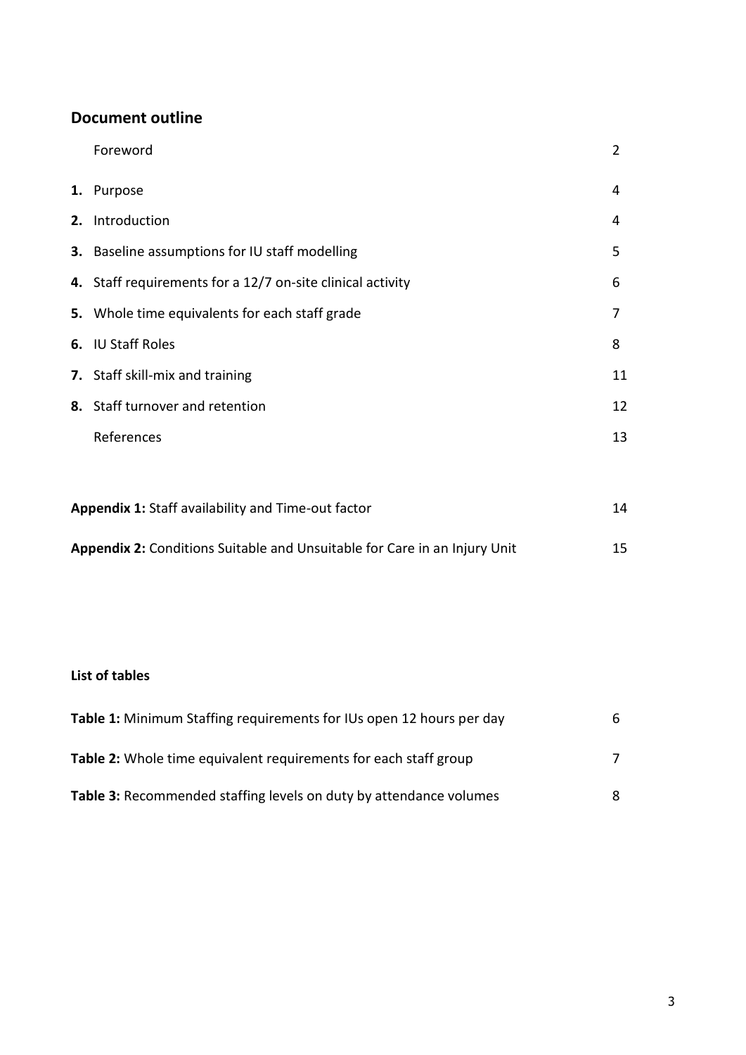## Document outline

| | |
|---|---|
| Foreword | 2 |
| **1.** Purpose | 4 |
| **2.** Introduction | 4 |
| **3.** Baseline assumptions for IU staff modelling | 5 |
| **4.** Staff requirements for a 12/7 on-site clinical activity | 6 |
| **5.** Whole time equivalents for each staff grade | 7 |
| **6.** IU Staff Roles | 8 |
| **7.** Staff skill-mix and training | 11 |
| **8.** Staff turnover and retention | 12 |
| References | 13 |
| **Appendix 1:** Staff availability and Time-out factor | 14 |
| **Appendix 2:** Conditions Suitable and Unsuitable for Care in an Injury Unit | 15 |

**List of tables**

| | |
|---|---|
| **Table 1:** Minimum Staffing requirements for IUs open 12 hours per day | 6 |
| **Table 2:** Whole time equivalent requirements for each staff group | 7 |
| **Table 3:** Recommended staffing levels on duty by attendance volumes | 8 |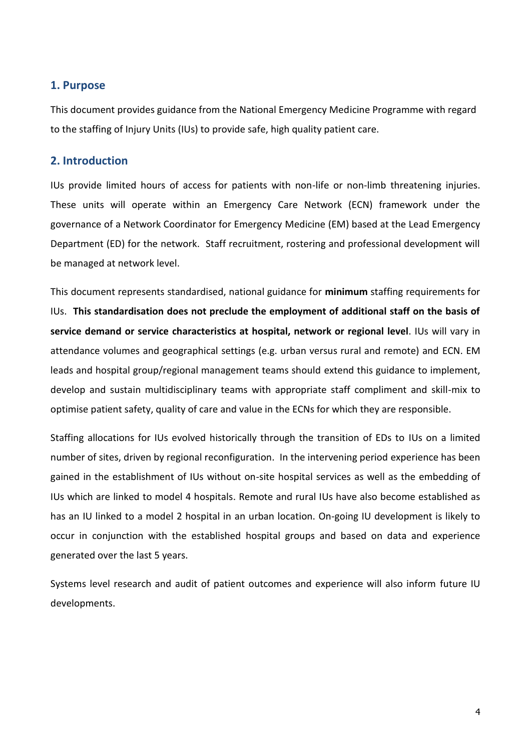## 1. Purpose

This document provides guidance from the National Emergency Medicine Programme with regard to the staffing of Injury Units (IUs) to provide safe, high quality patient care.

## 2. Introduction

IUs provide limited hours of access for patients with non-life or non-limb threatening injuries. These units will operate within an Emergency Care Network (ECN) framework under the governance of a Network Coordinator for Emergency Medicine (EM) based at the Lead Emergency Department (ED) for the network. Staff recruitment, rostering and professional development will be managed at network level.

This document represents standardised, national guidance for **minimum** staffing requirements for IUs. **This standardisation does not preclude the employment of additional staff on the basis of service demand or service characteristics at hospital, network or regional level**. IUs will vary in attendance volumes and geographical settings (e.g. urban versus rural and remote) and ECN. EM leads and hospital group/regional management teams should extend this guidance to implement, develop and sustain multidisciplinary teams with appropriate staff compliment and skill-mix to optimise patient safety, quality of care and value in the ECNs for which they are responsible.

Staffing allocations for IUs evolved historically through the transition of EDs to IUs on a limited number of sites, driven by regional reconfiguration. In the intervening period experience has been gained in the establishment of IUs without on-site hospital services as well as the embedding of IUs which are linked to model 4 hospitals. Remote and rural IUs have also become established as has an IU linked to a model 2 hospital in an urban location. On-going IU development is likely to occur in conjunction with the established hospital groups and based on data and experience generated over the last 5 years.

Systems level research and audit of patient outcomes and experience will also inform future IU developments.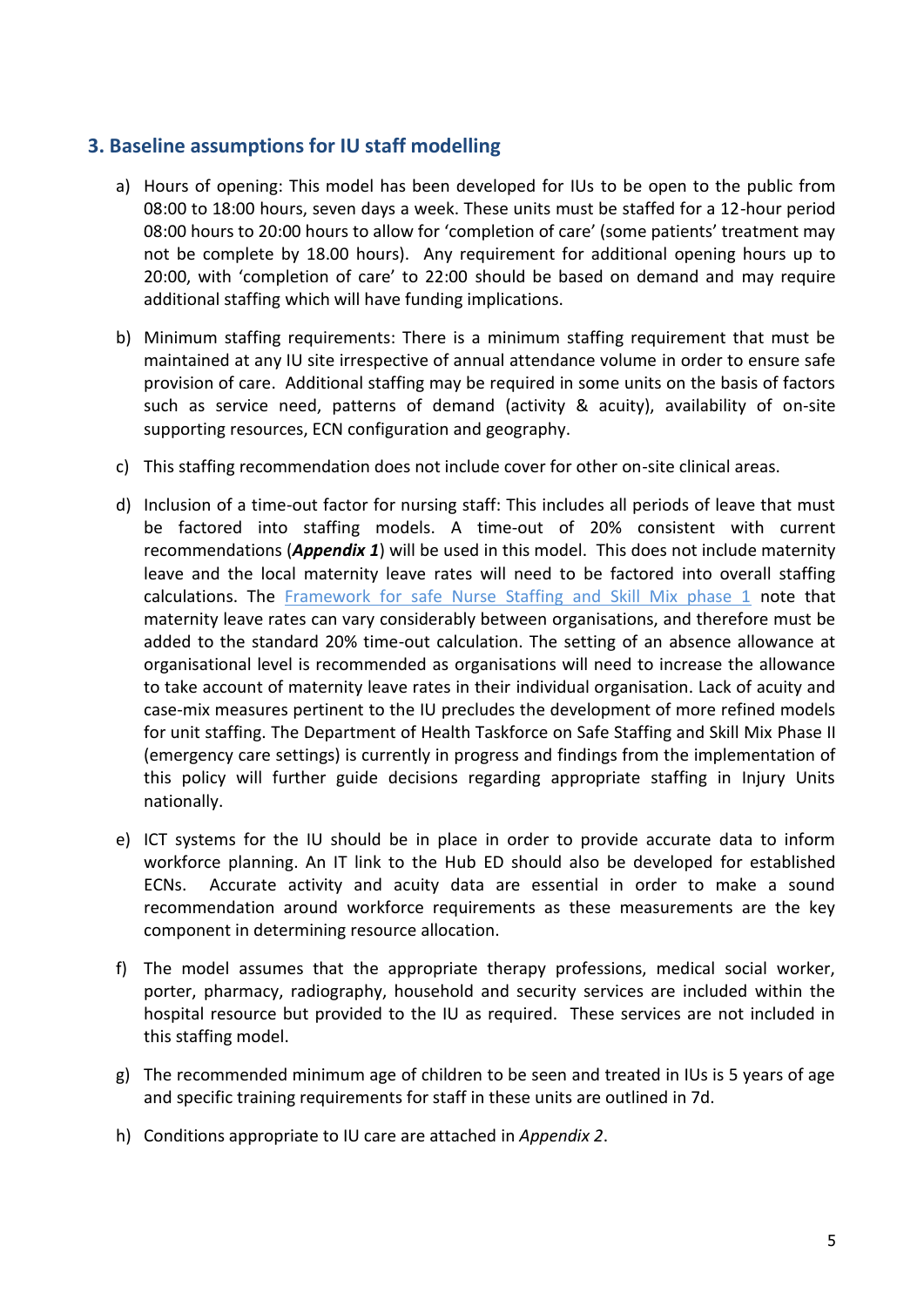## 3. Baseline assumptions for IU staff modelling

a) Hours of opening: This model has been developed for IUs to be open to the public from 08:00 to 18:00 hours, seven days a week. These units must be staffed for a 12-hour period 08:00 hours to 20:00 hours to allow for 'completion of care' (some patients' treatment may not be complete by 18.00 hours). Any requirement for additional opening hours up to 20:00, with 'completion of care' to 22:00 should be based on demand and may require additional staffing which will have funding implications.

b) Minimum staffing requirements: There is a minimum staffing requirement that must be maintained at any IU site irrespective of annual attendance volume in order to ensure safe provision of care. Additional staffing may be required in some units on the basis of factors such as service need, patterns of demand (activity & acuity), availability of on-site supporting resources, ECN configuration and geography.

c) This staffing recommendation does not include cover for other on-site clinical areas.

d) Inclusion of a time-out factor for nursing staff: This includes all periods of leave that must be factored into staffing models. A time-out of 20% consistent with current recommendations (***Appendix 1***) will be used in this model. This does not include maternity leave and the local maternity leave rates will need to be factored into overall staffing calculations. The Framework for safe Nurse Staffing and Skill Mix phase 1 note that maternity leave rates can vary considerably between organisations, and therefore must be added to the standard 20% time-out calculation. The setting of an absence allowance at organisational level is recommended as organisations will need to increase the allowance to take account of maternity leave rates in their individual organisation. Lack of acuity and case-mix measures pertinent to the IU precludes the development of more refined models for unit staffing. The Department of Health Taskforce on Safe Staffing and Skill Mix Phase II (emergency care settings) is currently in progress and findings from the implementation of this policy will further guide decisions regarding appropriate staffing in Injury Units nationally.

e) ICT systems for the IU should be in place in order to provide accurate data to inform workforce planning. An IT link to the Hub ED should also be developed for established ECNs. Accurate activity and acuity data are essential in order to make a sound recommendation around workforce requirements as these measurements are the key component in determining resource allocation.

f) The model assumes that the appropriate therapy professions, medical social worker, porter, pharmacy, radiography, household and security services are included within the hospital resource but provided to the IU as required. These services are not included in this staffing model.

g) The recommended minimum age of children to be seen and treated in IUs is 5 years of age and specific training requirements for staff in these units are outlined in 7d.

h) Conditions appropriate to IU care are attached in *Appendix 2*.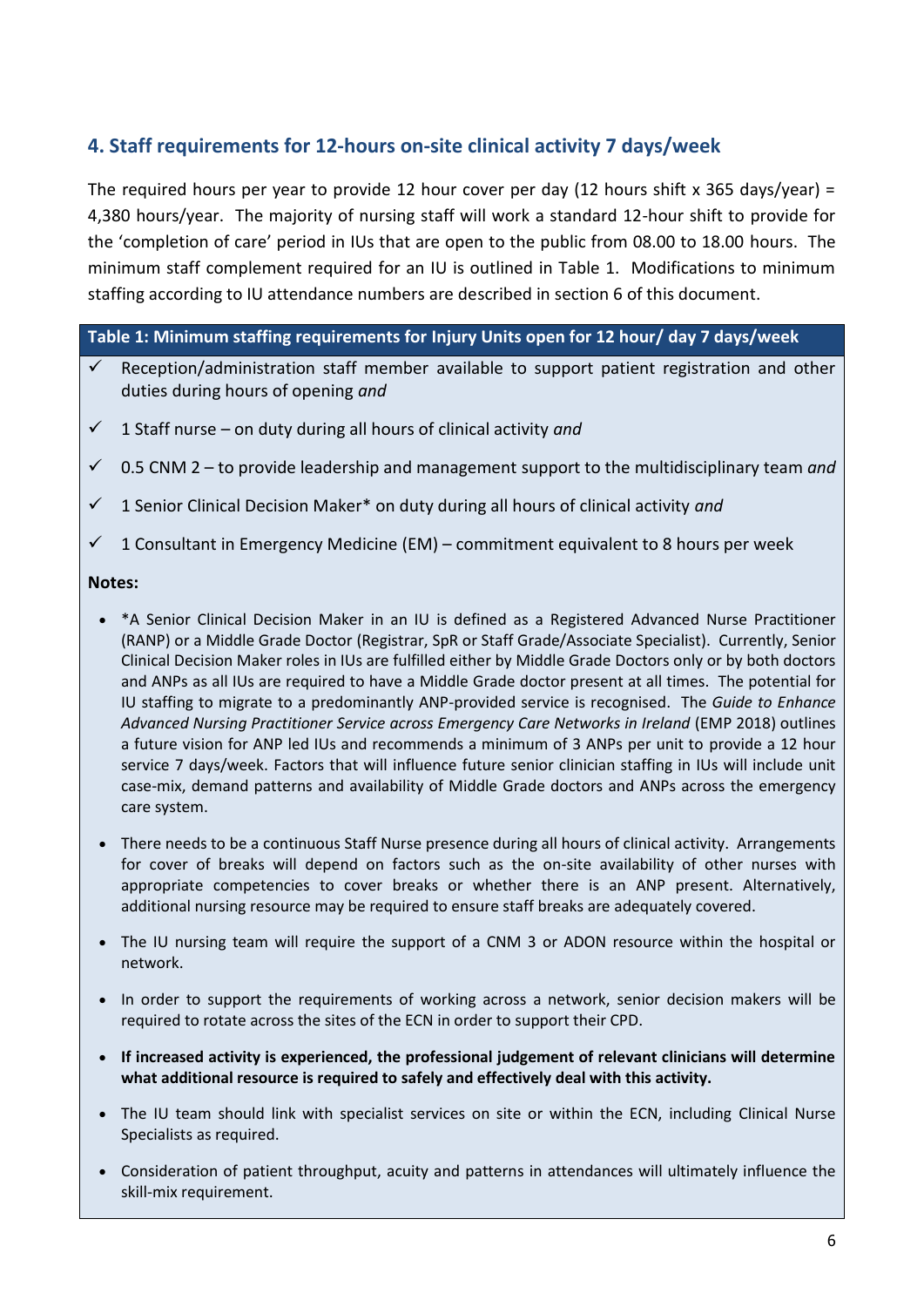## 4. Staff requirements for 12-hours on-site clinical activity 7 days/week

The required hours per year to provide 12 hour cover per day (12 hours shift x 365 days/year) = 4,380 hours/year. The majority of nursing staff will work a standard 12-hour shift to provide for the 'completion of care' period in IUs that are open to the public from 08.00 to 18.00 hours. The minimum staff complement required for an IU is outlined in Table 1. Modifications to minimum staffing according to IU attendance numbers are described in section 6 of this document.

**Table 1: Minimum staffing requirements for Injury Units open for 12 hour/ day 7 days/week**

- ✓ Reception/administration staff member available to support patient registration and other duties during hours of opening *and*
- ✓ 1 Staff nurse – on duty during all hours of clinical activity *and*
- ✓ 0.5 CNM 2 – to provide leadership and management support to the multidisciplinary team *and*
- ✓ 1 Senior Clinical Decision Maker* on duty during all hours of clinical activity *and*
- ✓ 1 Consultant in Emergency Medicine (EM) – commitment equivalent to 8 hours per week

**Notes:**

- *A Senior Clinical Decision Maker in an IU is defined as a Registered Advanced Nurse Practitioner (RANP) or a Middle Grade Doctor (Registrar, SpR or Staff Grade/Associate Specialist). Currently, Senior Clinical Decision Maker roles in IUs are fulfilled either by Middle Grade Doctors only or by both doctors and ANPs as all IUs are required to have a Middle Grade doctor present at all times. The potential for IU staffing to migrate to a predominantly ANP-provided service is recognised. The *Guide to Enhance Advanced Nursing Practitioner Service across Emergency Care Networks in Ireland* (EMP 2018) outlines a future vision for ANP led IUs and recommends a minimum of 3 ANPs per unit to provide a 12 hour service 7 days/week. Factors that will influence future senior clinician staffing in IUs will include unit case-mix, demand patterns and availability of Middle Grade doctors and ANPs across the emergency care system.
- There needs to be a continuous Staff Nurse presence during all hours of clinical activity. Arrangements for cover of breaks will depend on factors such as the on-site availability of other nurses with appropriate competencies to cover breaks or whether there is an ANP present. Alternatively, additional nursing resource may be required to ensure staff breaks are adequately covered.
- The IU nursing team will require the support of a CNM 3 or ADON resource within the hospital or network.
- In order to support the requirements of working across a network, senior decision makers will be required to rotate across the sites of the ECN in order to support their CPD.
- **If increased activity is experienced, the professional judgement of relevant clinicians will determine what additional resource is required to safely and effectively deal with this activity.**
- The IU team should link with specialist services on site or within the ECN, including Clinical Nurse Specialists as required.
- Consideration of patient throughput, acuity and patterns in attendances will ultimately influence the skill-mix requirement.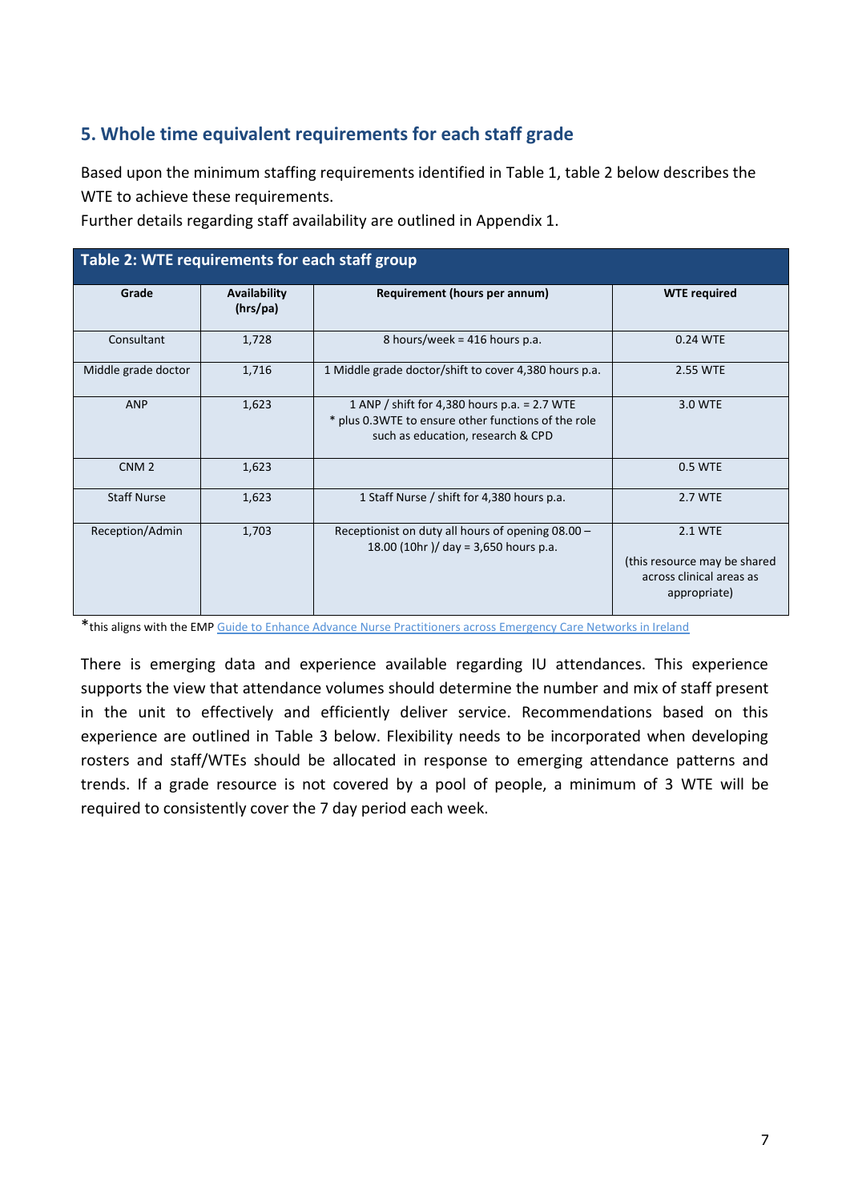## 5. Whole time equivalent requirements for each staff grade

Based upon the minimum staffing requirements identified in Table 1, table 2 below describes the WTE to achieve these requirements.

Further details regarding staff availability are outlined in Appendix 1.

**Table 2: WTE requirements for each staff group**

| Grade | Availability (hrs/pa) | Requirement (hours per annum) | WTE required |
|---|---|---|---|
| Consultant | 1,728 | 8 hours/week = 416 hours p.a. | 0.24 WTE |
| Middle grade doctor | 1,716 | 1 Middle grade doctor/shift to cover 4,380 hours p.a. | 2.55 WTE |
| ANP | 1,623 | 1 ANP / shift for 4,380 hours p.a. = 2.7 WTE * plus 0.3WTE to ensure other functions of the role such as education, research & CPD | 3.0 WTE |
| CNM 2 | 1,623 | | 0.5 WTE |
| Staff Nurse | 1,623 | 1 Staff Nurse / shift for 4,380 hours p.a. | 2.7 WTE |
| Reception/Admin | 1,703 | Receptionist on duty all hours of opening 08.00 – 18.00 (10hr )/ day = 3,650 hours p.a. | 2.1 WTE (this resource may be shared across clinical areas as appropriate) |

*this aligns with the EMP Guide to Enhance Advance Nurse Practitioners across Emergency Care Networks in Ireland

There is emerging data and experience available regarding IU attendances. This experience supports the view that attendance volumes should determine the number and mix of staff present in the unit to effectively and efficiently deliver service. Recommendations based on this experience are outlined in Table 3 below. Flexibility needs to be incorporated when developing rosters and staff/WTEs should be allocated in response to emerging attendance patterns and trends. If a grade resource is not covered by a pool of people, a minimum of 3 WTE will be required to consistently cover the 7 day period each week.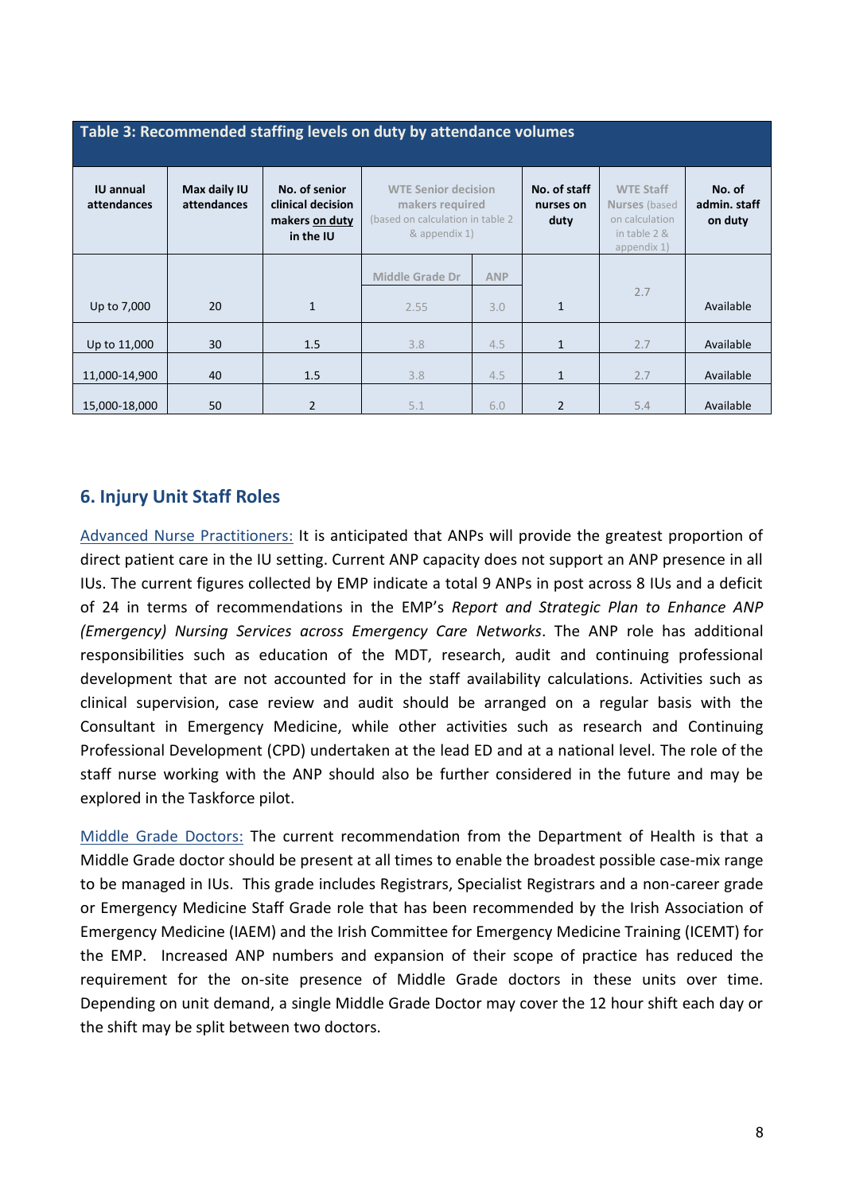**Table 3: Recommended staffing levels on duty by attendance volumes**

| IU annual attendances | Max daily IU attendances | No. of senior clinical decision makers on duty in the IU | WTE Senior decision makers required (based on calculation in table 2 & appendix 1) | | No. of staff nurses on duty | WTE Staff Nurses (based on calculation in table 2 & appendix 1) | No. of admin. staff on duty |
|---|---|---|---|---|---|---|---|
| | | | Middle Grade Dr | ANP | | | |
| Up to 7,000 | 20 | 1 | 2.55 | 3.0 | 1 | 2.7 | Available |
| Up to 11,000 | 30 | 1.5 | 3.8 | 4.5 | 1 | 2.7 | Available |
| 11,000-14,900 | 40 | 1.5 | 3.8 | 4.5 | 1 | 2.7 | Available |
| 15,000-18,000 | 50 | 2 | 5.1 | 6.0 | 2 | 5.4 | Available |

## 6. Injury Unit Staff Roles

Advanced Nurse Practitioners: It is anticipated that ANPs will provide the greatest proportion of direct patient care in the IU setting. Current ANP capacity does not support an ANP presence in all IUs. The current figures collected by EMP indicate a total 9 ANPs in post across 8 IUs and a deficit of 24 in terms of recommendations in the EMP's *Report and Strategic Plan to Enhance ANP (Emergency) Nursing Services across Emergency Care Networks*. The ANP role has additional responsibilities such as education of the MDT, research, audit and continuing professional development that are not accounted for in the staff availability calculations. Activities such as clinical supervision, case review and audit should be arranged on a regular basis with the Consultant in Emergency Medicine, while other activities such as research and Continuing Professional Development (CPD) undertaken at the lead ED and at a national level. The role of the staff nurse working with the ANP should also be further considered in the future and may be explored in the Taskforce pilot.

Middle Grade Doctors: The current recommendation from the Department of Health is that a Middle Grade doctor should be present at all times to enable the broadest possible case-mix range to be managed in IUs. This grade includes Registrars, Specialist Registrars and a non-career grade or Emergency Medicine Staff Grade role that has been recommended by the Irish Association of Emergency Medicine (IAEM) and the Irish Committee for Emergency Medicine Training (ICEMT) for the EMP. Increased ANP numbers and expansion of their scope of practice has reduced the requirement for the on-site presence of Middle Grade doctors in these units over time. Depending on unit demand, a single Middle Grade Doctor may cover the 12 hour shift each day or the shift may be split between two doctors.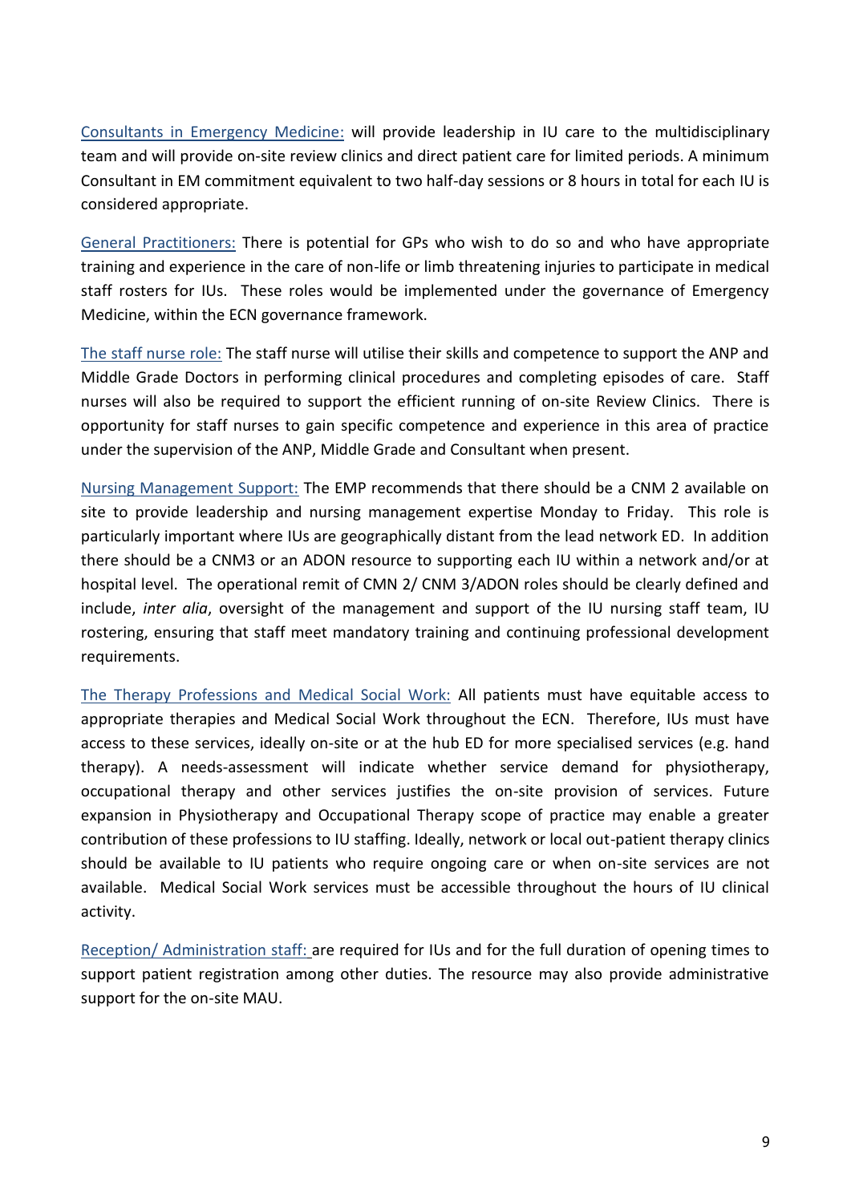Consultants in Emergency Medicine: will provide leadership in IU care to the multidisciplinary team and will provide on-site review clinics and direct patient care for limited periods. A minimum Consultant in EM commitment equivalent to two half-day sessions or 8 hours in total for each IU is considered appropriate.

General Practitioners: There is potential for GPs who wish to do so and who have appropriate training and experience in the care of non-life or limb threatening injuries to participate in medical staff rosters for IUs. These roles would be implemented under the governance of Emergency Medicine, within the ECN governance framework.

The staff nurse role: The staff nurse will utilise their skills and competence to support the ANP and Middle Grade Doctors in performing clinical procedures and completing episodes of care. Staff nurses will also be required to support the efficient running of on-site Review Clinics. There is opportunity for staff nurses to gain specific competence and experience in this area of practice under the supervision of the ANP, Middle Grade and Consultant when present.

Nursing Management Support: The EMP recommends that there should be a CNM 2 available on site to provide leadership and nursing management expertise Monday to Friday. This role is particularly important where IUs are geographically distant from the lead network ED. In addition there should be a CNM3 or an ADON resource to supporting each IU within a network and/or at hospital level. The operational remit of CMN 2/ CNM 3/ADON roles should be clearly defined and include, *inter alia*, oversight of the management and support of the IU nursing staff team, IU rostering, ensuring that staff meet mandatory training and continuing professional development requirements.

The Therapy Professions and Medical Social Work: All patients must have equitable access to appropriate therapies and Medical Social Work throughout the ECN. Therefore, IUs must have access to these services, ideally on-site or at the hub ED for more specialised services (e.g. hand therapy). A needs-assessment will indicate whether service demand for physiotherapy, occupational therapy and other services justifies the on-site provision of services. Future expansion in Physiotherapy and Occupational Therapy scope of practice may enable a greater contribution of these professions to IU staffing. Ideally, network or local out-patient therapy clinics should be available to IU patients who require ongoing care or when on-site services are not available. Medical Social Work services must be accessible throughout the hours of IU clinical activity.

Reception/ Administration staff: are required for IUs and for the full duration of opening times to support patient registration among other duties. The resource may also provide administrative support for the on-site MAU.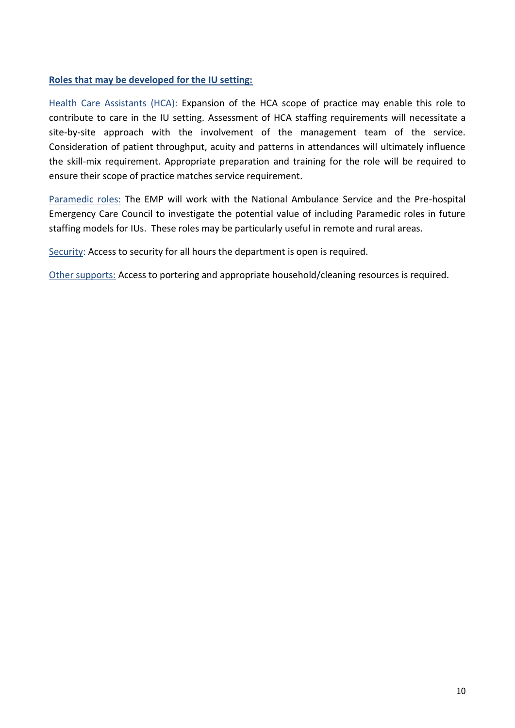**Roles that may be developed for the IU setting:**

Health Care Assistants (HCA): Expansion of the HCA scope of practice may enable this role to contribute to care in the IU setting. Assessment of HCA staffing requirements will necessitate a site-by-site approach with the involvement of the management team of the service. Consideration of patient throughput, acuity and patterns in attendances will ultimately influence the skill-mix requirement. Appropriate preparation and training for the role will be required to ensure their scope of practice matches service requirement.

Paramedic roles: The EMP will work with the National Ambulance Service and the Pre-hospital Emergency Care Council to investigate the potential value of including Paramedic roles in future staffing models for IUs. These roles may be particularly useful in remote and rural areas.

Security: Access to security for all hours the department is open is required.

Other supports: Access to portering and appropriate household/cleaning resources is required.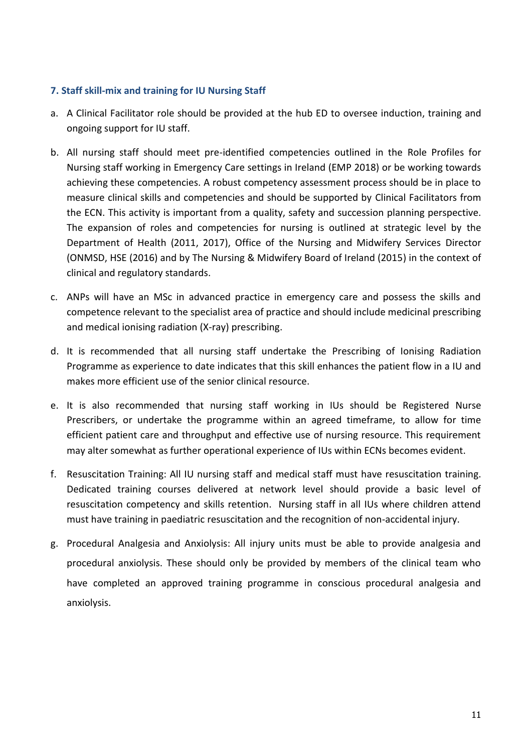### 7. Staff skill-mix and training for IU Nursing Staff

a. A Clinical Facilitator role should be provided at the hub ED to oversee induction, training and ongoing support for IU staff.

b. All nursing staff should meet pre-identified competencies outlined in the Role Profiles for Nursing staff working in Emergency Care settings in Ireland (EMP 2018) or be working towards achieving these competencies. A robust competency assessment process should be in place to measure clinical skills and competencies and should be supported by Clinical Facilitators from the ECN. This activity is important from a quality, safety and succession planning perspective. The expansion of roles and competencies for nursing is outlined at strategic level by the Department of Health (2011, 2017), Office of the Nursing and Midwifery Services Director (ONMSD, HSE (2016) and by The Nursing & Midwifery Board of Ireland (2015) in the context of clinical and regulatory standards.

c. ANPs will have an MSc in advanced practice in emergency care and possess the skills and competence relevant to the specialist area of practice and should include medicinal prescribing and medical ionising radiation (X-ray) prescribing.

d. It is recommended that all nursing staff undertake the Prescribing of Ionising Radiation Programme as experience to date indicates that this skill enhances the patient flow in a IU and makes more efficient use of the senior clinical resource.

e. It is also recommended that nursing staff working in IUs should be Registered Nurse Prescribers, or undertake the programme within an agreed timeframe, to allow for time efficient patient care and throughput and effective use of nursing resource. This requirement may alter somewhat as further operational experience of IUs within ECNs becomes evident.

f. Resuscitation Training: All IU nursing staff and medical staff must have resuscitation training. Dedicated training courses delivered at network level should provide a basic level of resuscitation competency and skills retention. Nursing staff in all IUs where children attend must have training in paediatric resuscitation and the recognition of non-accidental injury.

g. Procedural Analgesia and Anxiolysis: All injury units must be able to provide analgesia and procedural anxiolysis. These should only be provided by members of the clinical team who have completed an approved training programme in conscious procedural analgesia and anxiolysis.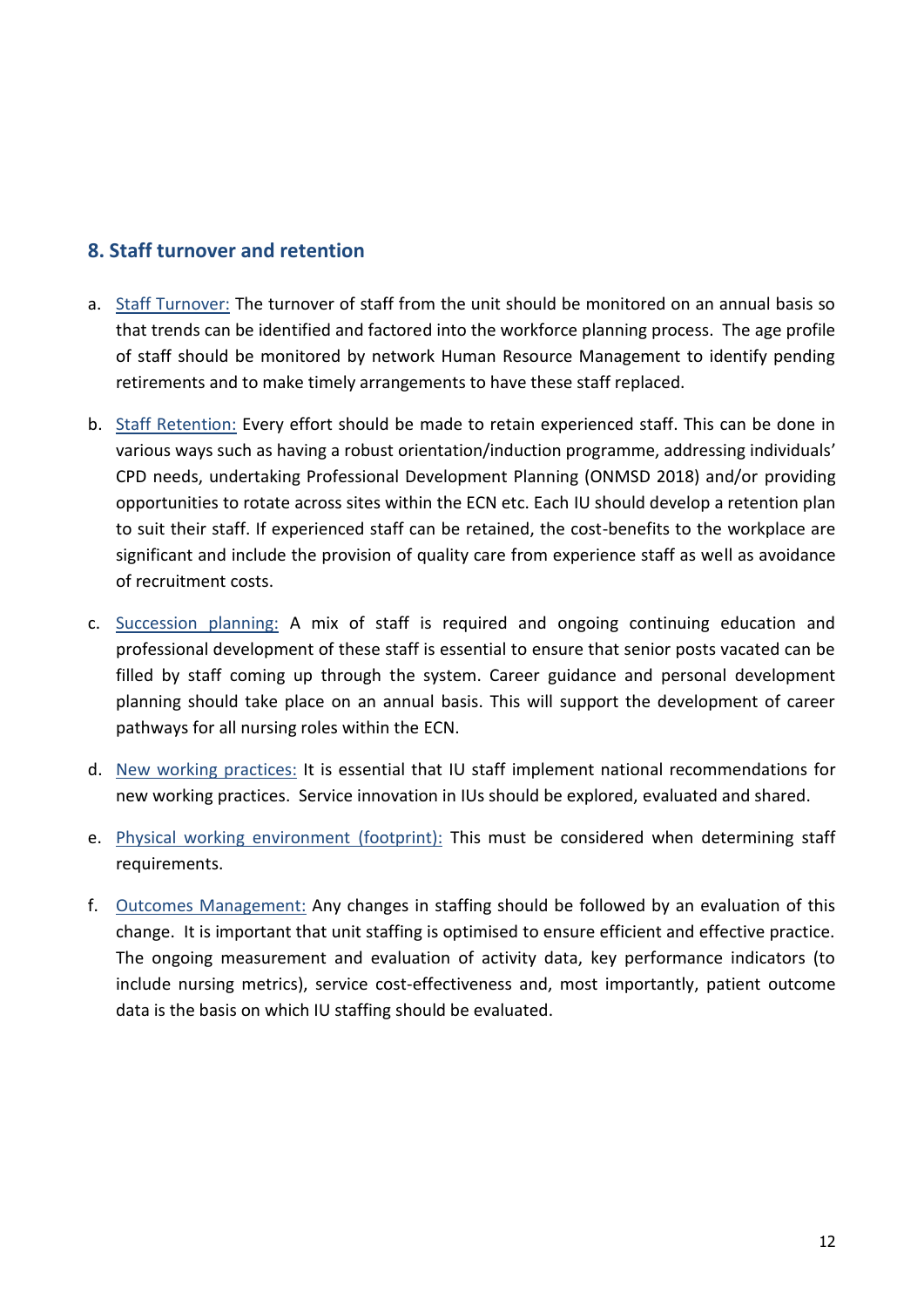## 8. Staff turnover and retention

a. Staff Turnover: The turnover of staff from the unit should be monitored on an annual basis so that trends can be identified and factored into the workforce planning process. The age profile of staff should be monitored by network Human Resource Management to identify pending retirements and to make timely arrangements to have these staff replaced.

b. Staff Retention: Every effort should be made to retain experienced staff. This can be done in various ways such as having a robust orientation/induction programme, addressing individuals' CPD needs, undertaking Professional Development Planning (ONMSD 2018) and/or providing opportunities to rotate across sites within the ECN etc. Each IU should develop a retention plan to suit their staff. If experienced staff can be retained, the cost-benefits to the workplace are significant and include the provision of quality care from experience staff as well as avoidance of recruitment costs.

c. Succession planning: A mix of staff is required and ongoing continuing education and professional development of these staff is essential to ensure that senior posts vacated can be filled by staff coming up through the system. Career guidance and personal development planning should take place on an annual basis. This will support the development of career pathways for all nursing roles within the ECN.

d. New working practices: It is essential that IU staff implement national recommendations for new working practices. Service innovation in IUs should be explored, evaluated and shared.

e. Physical working environment (footprint): This must be considered when determining staff requirements.

f. Outcomes Management: Any changes in staffing should be followed by an evaluation of this change. It is important that unit staffing is optimised to ensure efficient and effective practice. The ongoing measurement and evaluation of activity data, key performance indicators (to include nursing metrics), service cost-effectiveness and, most importantly, patient outcome data is the basis on which IU staffing should be evaluated.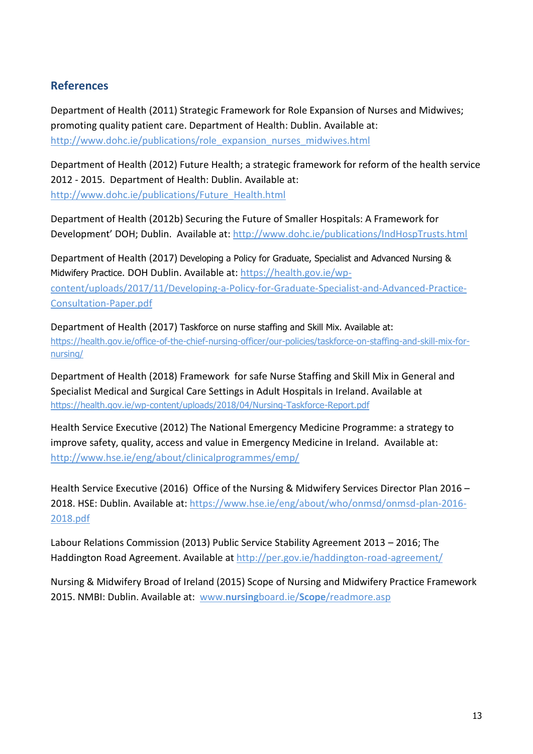## References

Department of Health (2011) Strategic Framework for Role Expansion of Nurses and Midwives; promoting quality patient care. Department of Health: Dublin. Available at: http://www.dohc.ie/publications/role_expansion_nurses_midwives.html

Department of Health (2012) Future Health; a strategic framework for reform of the health service 2012 - 2015. Department of Health: Dublin. Available at: http://www.dohc.ie/publications/Future_Health.html

Department of Health (2012b) Securing the Future of Smaller Hospitals: A Framework for Development' DOH; Dublin. Available at: http://www.dohc.ie/publications/IndHospTrusts.html

Department of Health (2017) Developing a Policy for Graduate, Specialist and Advanced Nursing & Midwifery Practice. DOH Dublin. Available at: https://health.gov.ie/wp-content/uploads/2017/11/Developing-a-Policy-for-Graduate-Specialist-and-Advanced-Practice-Consultation-Paper.pdf

Department of Health (2017) Taskforce on nurse staffing and Skill Mix. Available at: https://health.gov.ie/office-of-the-chief-nursing-officer/our-policies/taskforce-on-staffing-and-skill-mix-for-nursing/

Department of Health (2018) Framework for safe Nurse Staffing and Skill Mix in General and Specialist Medical and Surgical Care Settings in Adult Hospitals in Ireland. Available at https://health.gov.ie/wp-content/uploads/2018/04/Nursing-Taskforce-Report.pdf

Health Service Executive (2012) The National Emergency Medicine Programme: a strategy to improve safety, quality, access and value in Emergency Medicine in Ireland. Available at: http://www.hse.ie/eng/about/clinicalprogrammes/emp/

Health Service Executive (2016) Office of the Nursing & Midwifery Services Director Plan 2016 – 2018. HSE: Dublin. Available at: https://www.hse.ie/eng/about/who/onmsd/onmsd-plan-2016-2018.pdf

Labour Relations Commission (2013) Public Service Stability Agreement 2013 – 2016; The Haddington Road Agreement. Available at http://per.gov.ie/haddington-road-agreement/

Nursing & Midwifery Broad of Ireland (2015) Scope of Nursing and Midwifery Practice Framework 2015. NMBI: Dublin. Available at: www.**nursing**board.ie/**Scope**/readmore.asp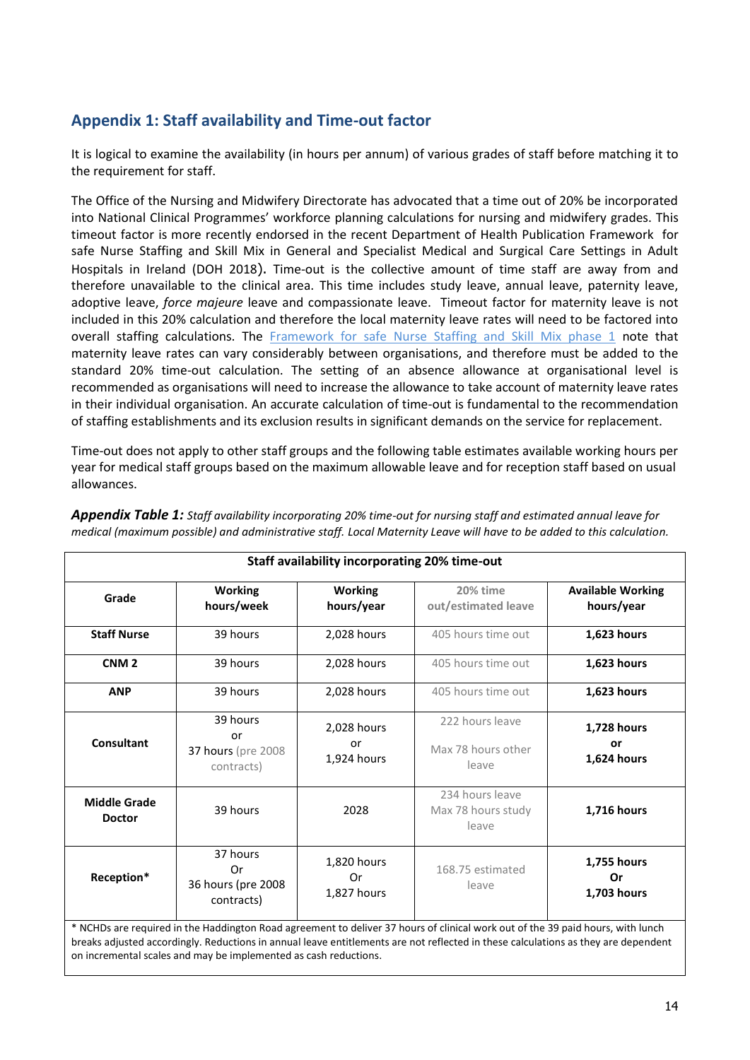## Appendix 1: Staff availability and Time-out factor

It is logical to examine the availability (in hours per annum) of various grades of staff before matching it to the requirement for staff.

The Office of the Nursing and Midwifery Directorate has advocated that a time out of 20% be incorporated into National Clinical Programmes' workforce planning calculations for nursing and midwifery grades. This timeout factor is more recently endorsed in the recent Department of Health Publication Framework for safe Nurse Staffing and Skill Mix in General and Specialist Medical and Surgical Care Settings in Adult Hospitals in Ireland (DOH 2018). Time-out is the collective amount of time staff are away from and therefore unavailable to the clinical area. This time includes study leave, annual leave, paternity leave, adoptive leave, *force majeure* leave and compassionate leave. Timeout factor for maternity leave is not included in this 20% calculation and therefore the local maternity leave rates will need to be factored into overall staffing calculations. The Framework for safe Nurse Staffing and Skill Mix phase 1 note that maternity leave rates can vary considerably between organisations, and therefore must be added to the standard 20% time-out calculation. The setting of an absence allowance at organisational level is recommended as organisations will need to increase the allowance to take account of maternity leave rates in their individual organisation. An accurate calculation of time-out is fundamental to the recommendation of staffing establishments and its exclusion results in significant demands on the service for replacement.

Time-out does not apply to other staff groups and the following table estimates available working hours per year for medical staff groups based on the maximum allowable leave and for reception staff based on usual allowances.

***Appendix Table 1:*** *Staff availability incorporating 20% time-out for nursing staff and estimated annual leave for medical (maximum possible) and administrative staff. Local Maternity Leave will have to be added to this calculation.*

| Staff availability incorporating 20% time-out | | | | |
|---|---|---|---|---|
| **Grade** | **Working hours/week** | **Working hours/year** | **20% time out/estimated leave** | **Available Working hours/year** |
| **Staff Nurse** | 39 hours | 2,028 hours | 405 hours time out | **1,623 hours** |
| **CNM 2** | 39 hours | 2,028 hours | 405 hours time out | **1,623 hours** |
| **ANP** | 39 hours | 2,028 hours | 405 hours time out | **1,623 hours** |
| **Consultant** | 39 hours or 37 hours (pre 2008 contracts) | 2,028 hours or 1,924 hours | 222 hours leave<br>Max 78 hours other leave | **1,728 hours or 1,624 hours** |
| **Middle Grade Doctor** | 39 hours | 2028 | 234 hours leave<br>Max 78 hours study leave | **1,716 hours** |
| **Reception*** | 37 hours Or 36 hours (pre 2008 contracts) | 1,820 hours Or 1,827 hours | 168.75 estimated leave | **1,755 hours Or 1,703 hours** |

\* NCHDs are required in the Haddington Road agreement to deliver 37 hours of clinical work out of the 39 paid hours, with lunch breaks adjusted accordingly. Reductions in annual leave entitlements are not reflected in these calculations as they are dependent on incremental scales and may be implemented as cash reductions.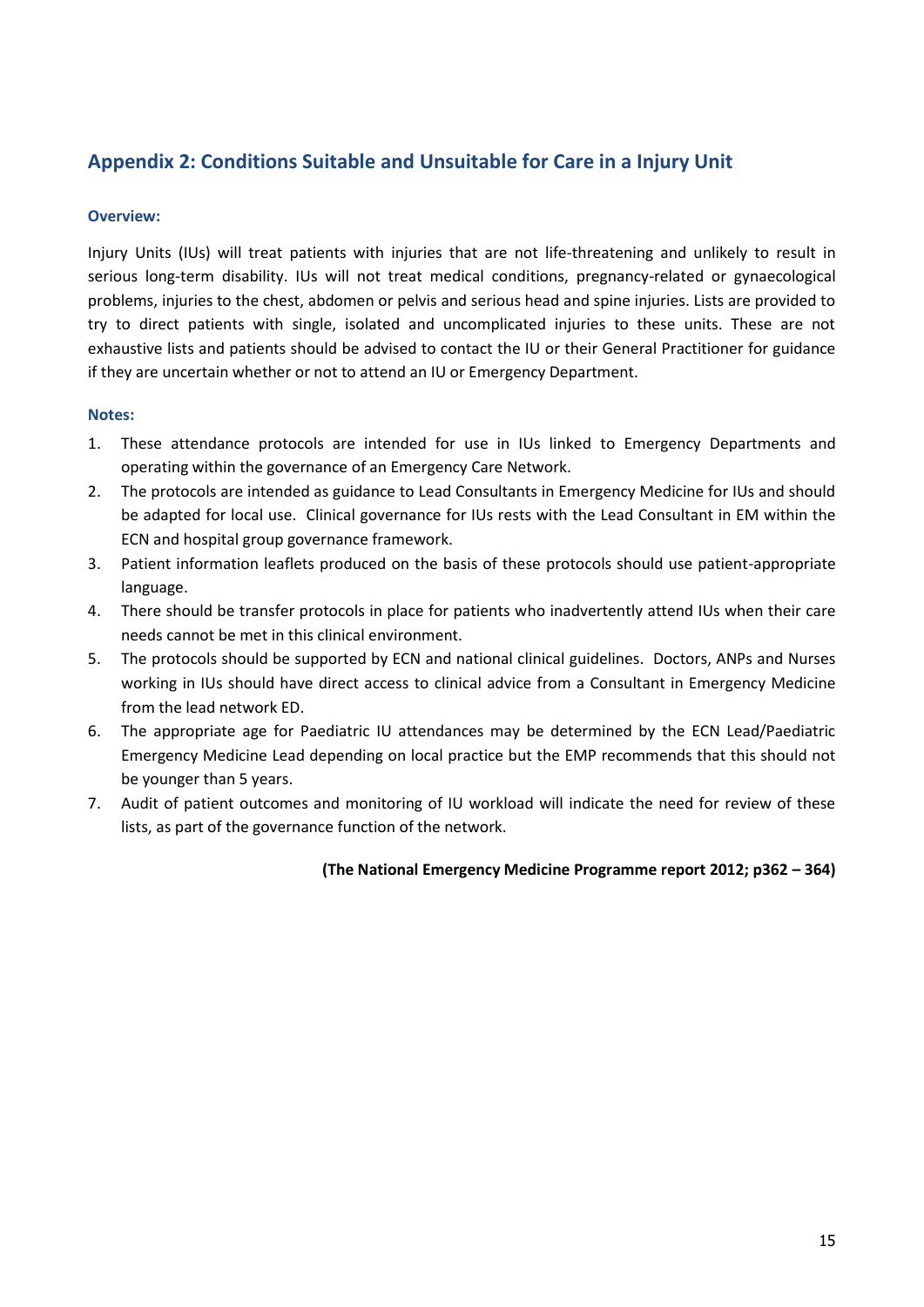## Appendix 2: Conditions Suitable and Unsuitable for Care in a Injury Unit

### Overview:

Injury Units (IUs) will treat patients with injuries that are not life-threatening and unlikely to result in serious long-term disability. IUs will not treat medical conditions, pregnancy-related or gynaecological problems, injuries to the chest, abdomen or pelvis and serious head and spine injuries. Lists are provided to try to direct patients with single, isolated and uncomplicated injuries to these units. These are not exhaustive lists and patients should be advised to contact the IU or their General Practitioner for guidance if they are uncertain whether or not to attend an IU or Emergency Department.

### Notes:

1. These attendance protocols are intended for use in IUs linked to Emergency Departments and operating within the governance of an Emergency Care Network.
2. The protocols are intended as guidance to Lead Consultants in Emergency Medicine for IUs and should be adapted for local use. Clinical governance for IUs rests with the Lead Consultant in EM within the ECN and hospital group governance framework.
3. Patient information leaflets produced on the basis of these protocols should use patient-appropriate language.
4. There should be transfer protocols in place for patients who inadvertently attend IUs when their care needs cannot be met in this clinical environment.
5. The protocols should be supported by ECN and national clinical guidelines. Doctors, ANPs and Nurses working in IUs should have direct access to clinical advice from a Consultant in Emergency Medicine from the lead network ED.
6. The appropriate age for Paediatric IU attendances may be determined by the ECN Lead/Paediatric Emergency Medicine Lead depending on local practice but the EMP recommends that this should not be younger than 5 years.
7. Audit of patient outcomes and monitoring of IU workload will indicate the need for review of these lists, as part of the governance function of the network.

**(The National Emergency Medicine Programme report 2012; p362 – 364)**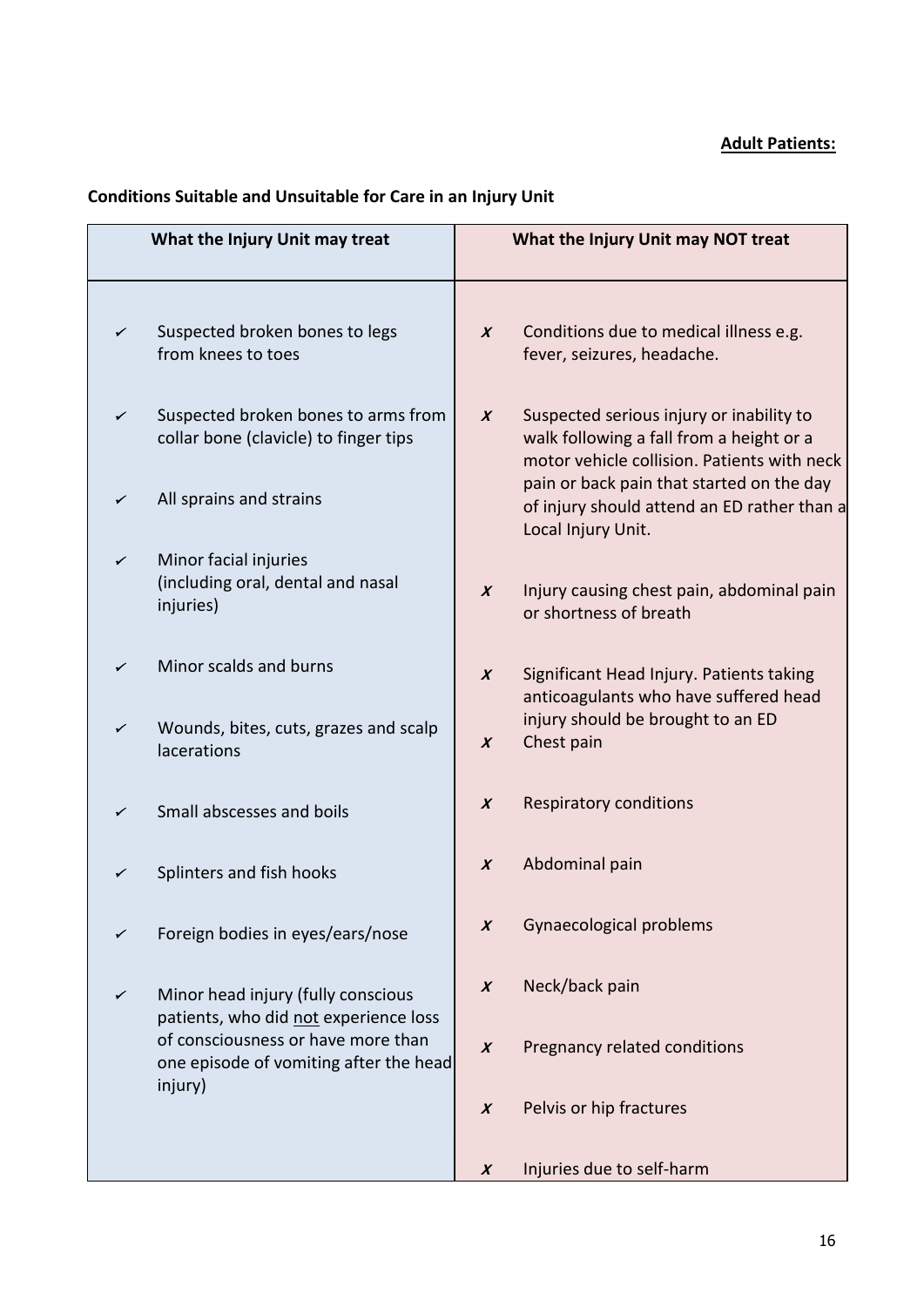**Adult Patients:**

**Conditions Suitable and Unsuitable for Care in an Injury Unit**

| What the Injury Unit may treat | What the Injury Unit may NOT treat |
|---|---|
| ✓ Suspected broken bones to legs from knees to toes | ✗ Conditions due to medical illness e.g. fever, seizures, headache. |
| ✓ Suspected broken bones to arms from collar bone (clavicle) to finger tips | ✗ Suspected serious injury or inability to walk following a fall from a height or a motor vehicle collision. Patients with neck pain or back pain that started on the day of injury should attend an ED rather than a Local Injury Unit. |
| ✓ All sprains and strains | ✗ Injury causing chest pain, abdominal pain or shortness of breath |
| ✓ Minor facial injuries (including oral, dental and nasal injuries) | ✗ Significant Head Injury. Patients taking anticoagulants who have suffered head injury should be brought to an ED |
| ✓ Minor scalds and burns | ✗ Chest pain |
| ✓ Wounds, bites, cuts, grazes and scalp lacerations | ✗ Respiratory conditions |
| ✓ Small abscesses and boils | ✗ Abdominal pain |
| ✓ Splinters and fish hooks | ✗ Gynaecological problems |
| ✓ Foreign bodies in eyes/ears/nose | ✗ Neck/back pain |
| ✓ Minor head injury (fully conscious patients, who did <u>not</u> experience loss of consciousness or have more than one episode of vomiting after the head injury) | ✗ Pregnancy related conditions |
| | ✗ Pelvis or hip fractures |
| | ✗ Injuries due to self-harm |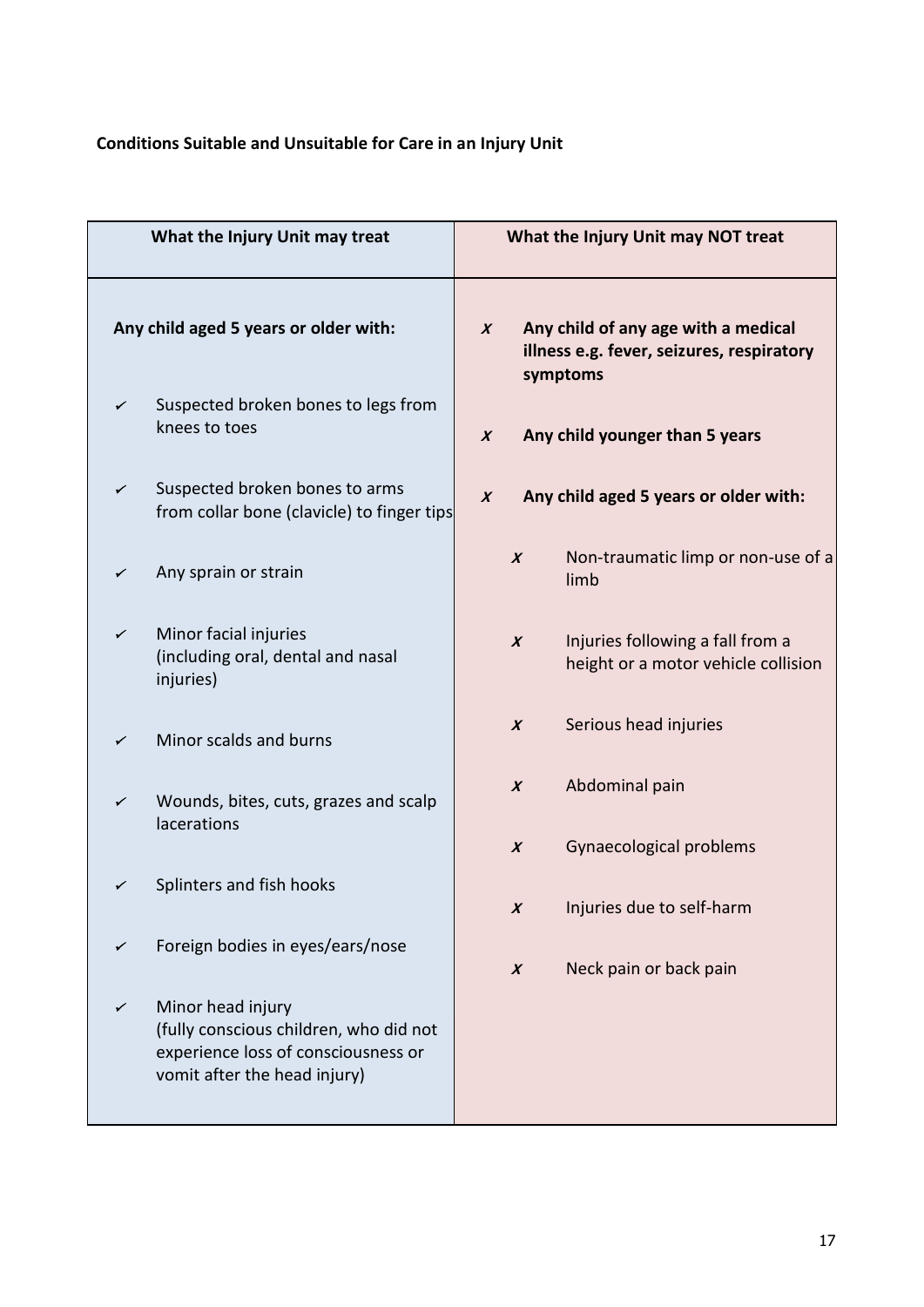**Conditions Suitable and Unsuitable for Care in an Injury Unit**

| What the Injury Unit may treat | What the Injury Unit may NOT treat |
|---|---|
| **Any child aged 5 years or older with:** | ✗ **Any child of any age with a medical illness e.g. fever, seizures, respiratory symptoms** |
| ✓ Suspected broken bones to legs from knees to toes | ✗ **Any child younger than 5 years** |
| ✓ Suspected broken bones to arms from collar bone (clavicle) to finger tips | ✗ **Any child aged 5 years or older with:** |
| ✓ Any sprain or strain | ✗ Non-traumatic limp or non-use of a limb |
| ✓ Minor facial injuries (including oral, dental and nasal injuries) | ✗ Injuries following a fall from a height or a motor vehicle collision |
| ✓ Minor scalds and burns | ✗ Serious head injuries |
| ✓ Wounds, bites, cuts, grazes and scalp lacerations | ✗ Abdominal pain |
| ✓ Splinters and fish hooks | ✗ Gynaecological problems |
| ✓ Foreign bodies in eyes/ears/nose | ✗ Injuries due to self-harm |
| ✓ Minor head injury (fully conscious children, who did not experience loss of consciousness or vomit after the head injury) | ✗ Neck pain or back pain |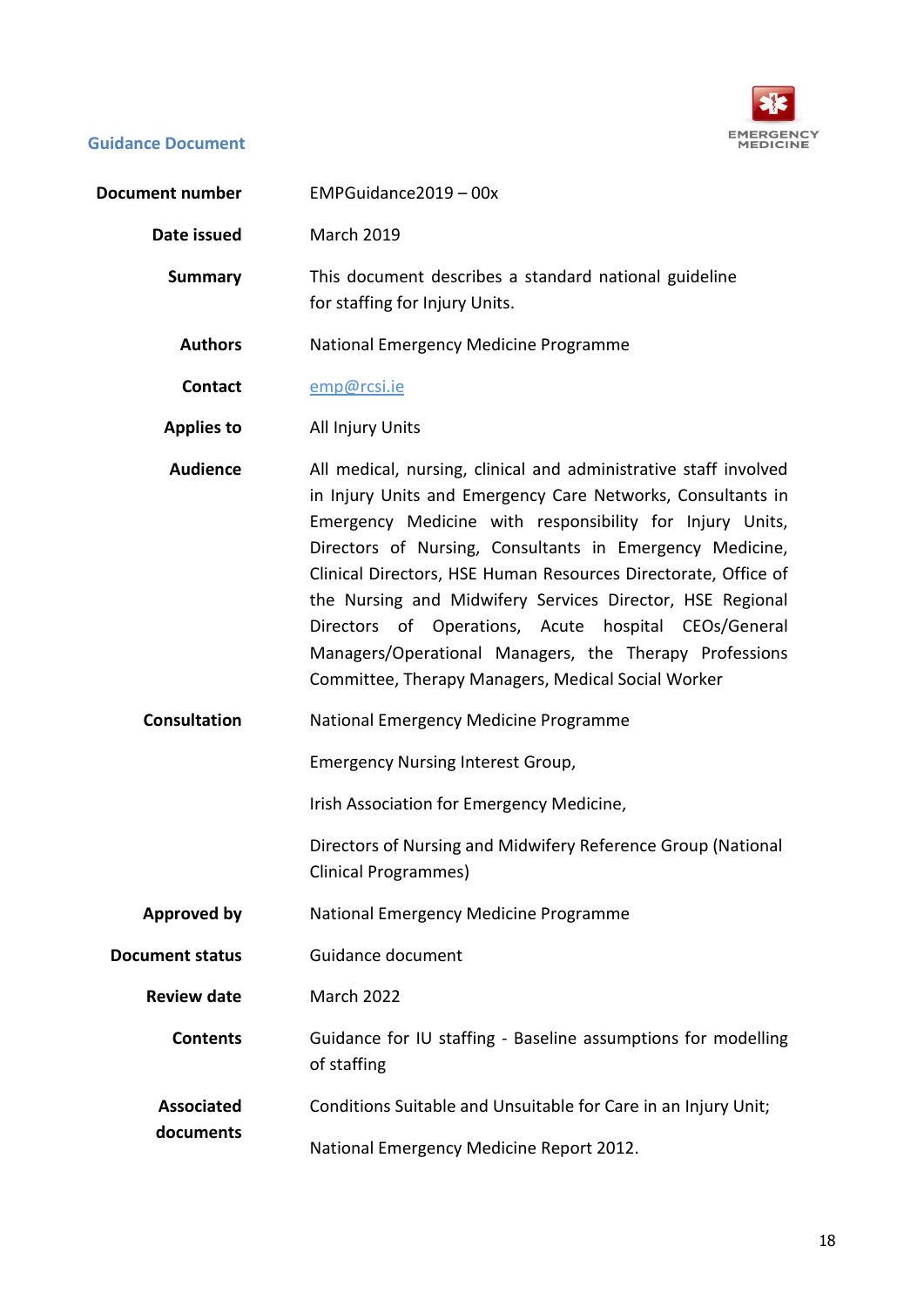**Guidance Document**

EMERGENCY MEDICINE

| | |
|---|---|
| **Document number** | EMPGuidance2019 – 00x |
| **Date issued** | March 2019 |
| **Summary** | This document describes a standard national guideline for staffing for Injury Units. |
| **Authors** | National Emergency Medicine Programme |
| **Contact** | emp@rcsi.ie |
| **Applies to** | All Injury Units |
| **Audience** | All medical, nursing, clinical and administrative staff involved in Injury Units and Emergency Care Networks, Consultants in Emergency Medicine with responsibility for Injury Units, Directors of Nursing, Consultants in Emergency Medicine, Clinical Directors, HSE Human Resources Directorate, Office of the Nursing and Midwifery Services Director, HSE Regional Directors of Operations, Acute hospital CEOs/General Managers/Operational Managers, the Therapy Professions Committee, Therapy Managers, Medical Social Worker |
| **Consultation** | National Emergency Medicine Programme<br><br>Emergency Nursing Interest Group,<br><br>Irish Association for Emergency Medicine,<br><br>Directors of Nursing and Midwifery Reference Group (National Clinical Programmes) |
| **Approved by** | National Emergency Medicine Programme |
| **Document status** | Guidance document |
| **Review date** | March 2022 |
| **Contents** | Guidance for IU staffing - Baseline assumptions for modelling of staffing |
| **Associated documents** | Conditions Suitable and Unsuitable for Care in an Injury Unit;<br><br>National Emergency Medicine Report 2012. |